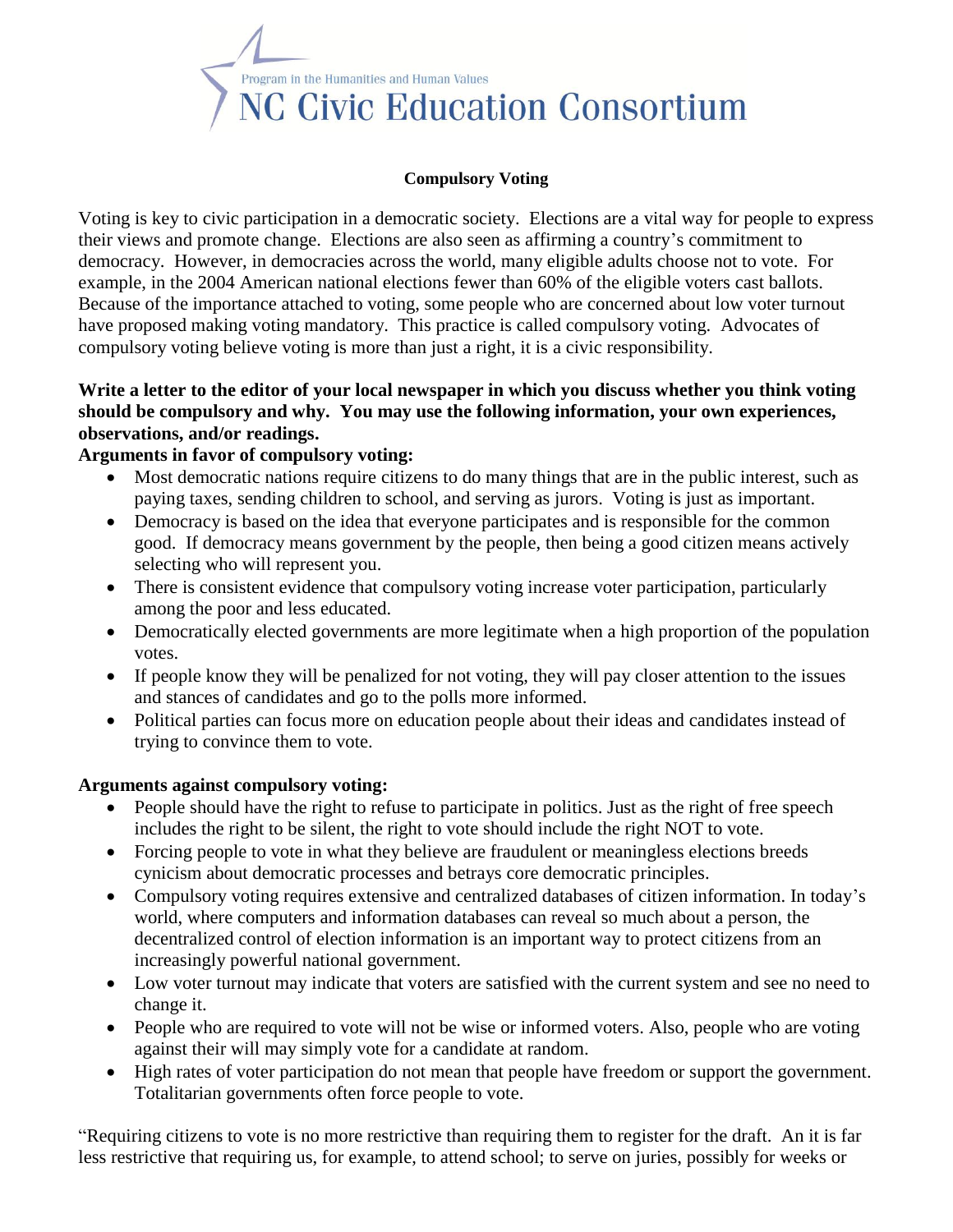Program in the Humanities and Human Values

NC Civic Education Consortium

## Compulsory Voting

Voting is key to civic participation in a democratic society. Elections are a vital way for people to express their views and promote change. Elections are also seen as affirming a country's commitment to democracy. However, in democracies across the world, many eligible adults choose not to vote. For example, in the 2004 American national elections fewer than 60% of the eligible voters cast ballots. Because of the importance attached to voting, some people who are concerned about low voter turnout have proposed making voting mandatory. This practice is called compulsory voting. Advocates of compulsory voting believe voting is more than just a right, it is a civic responsibility.

**Write a letter to the editor of your local newspaper in which you discuss whether you think voting should be compulsory and why. You may use the following information, your own experiences, observations, and/or readings.**

**Arguments in favor of compulsory voting:**

- Most democratic nations require citizens to do many things that are in the public interest, such as paying taxes, sending children to school, and serving as jurors. Voting is just as important.
- Democracy is based on the idea that everyone participates and is responsible for the common good. If democracy means government by the people, then being a good citizen means actively selecting who will represent you.
- There is consistent evidence that compulsory voting increase voter participation, particularly among the poor and less educated.
- Democratically elected governments are more legitimate when a high proportion of the population votes.
- If people know they will be penalized for not voting, they will pay closer attention to the issues and stances of candidates and go to the polls more informed.
- Political parties can focus more on education people about their ideas and candidates instead of trying to convince them to vote.

**Arguments against compulsory voting:**

- People should have the right to refuse to participate in politics. Just as the right of free speech includes the right to be silent, the right to vote should include the right NOT to vote.
- Forcing people to vote in what they believe are fraudulent or meaningless elections breeds cynicism about democratic processes and betrays core democratic principles.
- Compulsory voting requires extensive and centralized databases of citizen information. In today's world, where computers and information databases can reveal so much about a person, the decentralized control of election information is an important way to protect citizens from an increasingly powerful national government.
- Low voter turnout may indicate that voters are satisfied with the current system and see no need to change it.
- People who are required to vote will not be wise or informed voters. Also, people who are voting against their will may simply vote for a candidate at random.
- High rates of voter participation do not mean that people have freedom or support the government. Totalitarian governments often force people to vote.

"Requiring citizens to vote is no more restrictive than requiring them to register for the draft. An it is far less restrictive that requiring us, for example, to attend school; to serve on juries, possibly for weeks or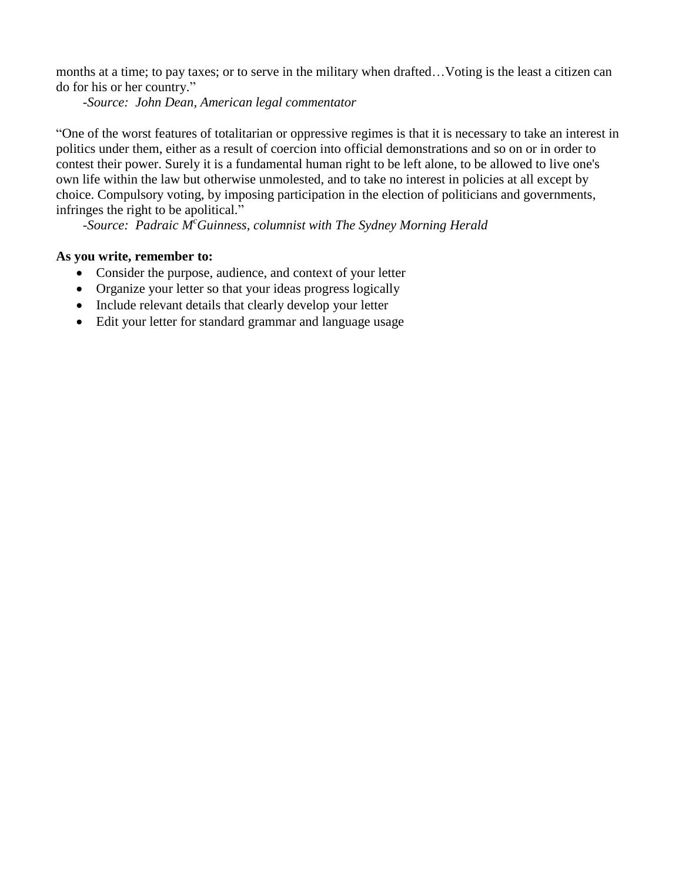months at a time; to pay taxes; or to serve in the military when drafted…Voting is the least a citizen can do for his or her country."

-*Source: John Dean, American legal commentator*

"One of the worst features of totalitarian or oppressive regimes is that it is necessary to take an interest in politics under them, either as a result of coercion into official demonstrations and so on or in order to contest their power. Surely it is a fundamental human right to be left alone, to be allowed to live one's own life within the law but otherwise unmolested, and to take no interest in policies at all except by choice. Compulsory voting, by imposing participation in the election of politicians and governments, infringes the right to be apolitical."

-*Source: Padraic McGuinness, columnist with The Sydney Morning Herald*

**As you write, remember to:**

- Consider the purpose, audience, and context of your letter
- Organize your letter so that your ideas progress logically
- Include relevant details that clearly develop your letter
- Edit your letter for standard grammar and language usage